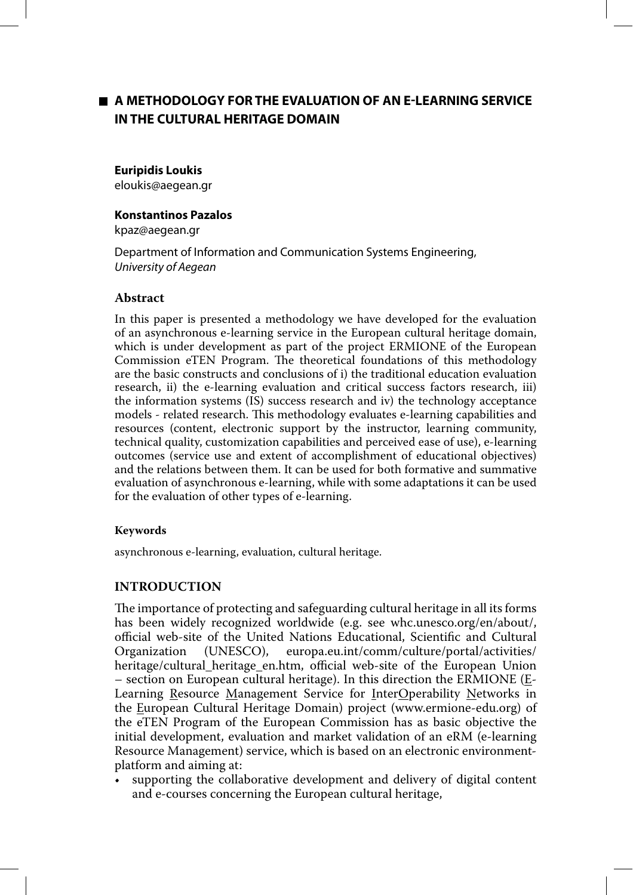# A METHODOLOGY FOR THE EVALUATION OF AN E-LEARNING SERVICE IN THE CULTURAL HERITAGE DOMAIN

**Euripidis Loukis**
eloukis@aegean.gr

**Konstantinos Pazalos**
kpaz@aegean.gr

Department of Information and Communication Systems Engineering, *University of Aegean*

## Abstract

In this paper is presented a methodology we have developed for the evaluation of an asynchronous e-learning service in the European cultural heritage domain, which is under development as part of the project ERMIONE of the European Commission eTEN Program. The theoretical foundations of this methodology are the basic constructs and conclusions of i) the traditional education evaluation research, ii) the e-learning evaluation and critical success factors research, iii) the information systems (IS) success research and iv) the technology acceptance models - related research. This methodology evaluates e-learning capabilities and resources (content, electronic support by the instructor, learning community, technical quality, customization capabilities and perceived ease of use), e-learning outcomes (service use and extent of accomplishment of educational objectives) and the relations between them. It can be used for both formative and summative evaluation of asynchronous e-learning, while with some adaptations it can be used for the evaluation of other types of e-learning.

#### Keywords

asynchronous e-learning, evaluation, cultural heritage.

## INTRODUCTION

The importance of protecting and safeguarding cultural heritage in all its forms has been widely recognized worldwide (e.g. see whc.unesco.org/en/about/, official web-site of the United Nations Educational, Scientific and Cultural Organization (UNESCO), europa.eu.int/comm/culture/portal/activities/heritage/cultural_heritage_en.htm, official web-site of the European Union – section on European cultural heritage). In this direction the ERMIONE (E-Learning Resource Management Service for InterOperability Networks in the European Cultural Heritage Domain) project (www.ermione-edu.org) of the eTEN Program of the European Commission has as basic objective the initial development, evaluation and market validation of an eRM (e-learning Resource Management) service, which is based on an electronic environment-platform and aiming at:

- supporting the collaborative development and delivery of digital content and e-courses concerning the European cultural heritage,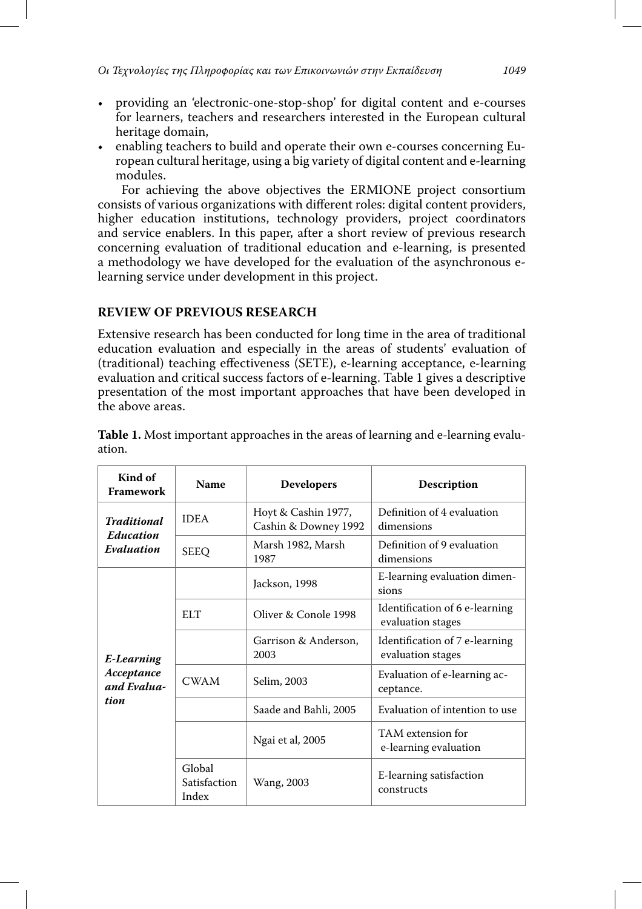- providing an 'electronic-one-stop-shop' for digital content and e-courses for learners, teachers and researchers interested in the European cultural heritage domain,
- enabling teachers to build and operate their own e-courses concerning European cultural heritage, using a big variety of digital content and e-learning modules.

For achieving the above objectives the ERMIONE project consortium consists of various organizations with different roles: digital content providers, higher education institutions, technology providers, project coordinators and service enablers. In this paper, after a short review of previous research concerning evaluation of traditional education and e-learning, is presented a methodology we have developed for the evaluation of the asynchronous e-learning service under development in this project.

## REVIEW OF PREVIOUS RESEARCH

Extensive research has been conducted for long time in the area of traditional education evaluation and especially in the areas of students' evaluation of (traditional) teaching effectiveness (SETE), e-learning acceptance, e-learning evaluation and critical success factors of e-learning. Table 1 gives a descriptive presentation of the most important approaches that have been developed in the above areas.

**Table 1.** Most important approaches in the areas of learning and e-learning evaluation.

| Kind of Framework | Name | Developers | Description |
|---|---|---|---|
| *Traditional Education Evaluation* | IDEA | Hoyt & Cashin 1977, Cashin & Downey 1992 | Definition of 4 evaluation dimensions |
| | SEEQ | Marsh 1982, Marsh 1987 | Definition of 9 evaluation dimensions |
| *E-Learning Acceptance and Evaluation* | | Jackson, 1998 | E-learning evaluation dimensions |
| | ELT | Oliver & Conole 1998 | Identification of 6 e-learning evaluation stages |
| | | Garrison & Anderson, 2003 | Identification of 7 e-learning evaluation stages |
| | CWAM | Selim, 2003 | Evaluation of e-learning acceptance. |
| | | Saade and Bahli, 2005 | Evaluation of intention to use |
| | | Ngai et al, 2005 | TAM extension for e-learning evaluation |
| | Global Satisfaction Index | Wang, 2003 | E-learning satisfaction constructs |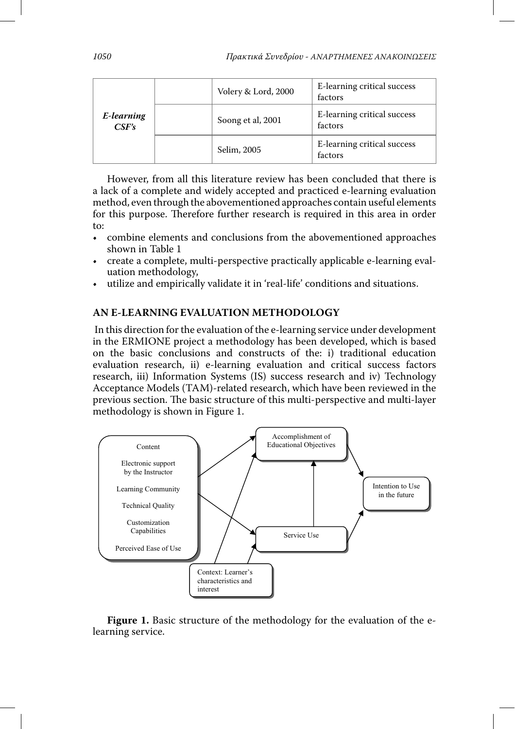| *E-learning CSF's* | | Volery & Lord, 2000 | E-learning critical success factors |
| --- | --- | --- | --- |
| | | Soong et al, 2001 | E-learning critical success factors |
| | | Selim, 2005 | E-learning critical success factors |

However, from all this literature review has been concluded that there is a lack of a complete and widely accepted and practiced e-learning evaluation method, even through the abovementioned approaches contain useful elements for this purpose. Therefore further research is required in this area in order to:

- combine elements and conclusions from the abovementioned approaches shown in Table 1
- create a complete, multi-perspective practically applicable e-learning evaluation methodology,
- utilize and empirically validate it in 'real-life' conditions and situations.

## AN E-LEARNING EVALUATION METHODOLOGY

In this direction for the evaluation of the e-learning service under development in the ERMIONE project a methodology has been developed, which is based on the basic conclusions and constructs of the: i) traditional education evaluation research, ii) e-learning evaluation and critical success factors research, iii) Information Systems (IS) success research and iv) Technology Acceptance Models (TAM)-related research, which have been reviewed in the previous section. The basic structure of this multi-perspective and multi-layer methodology is shown in Figure 1.

**Figure 1.** Basic structure of the methodology for the evaluation of the e-learning service.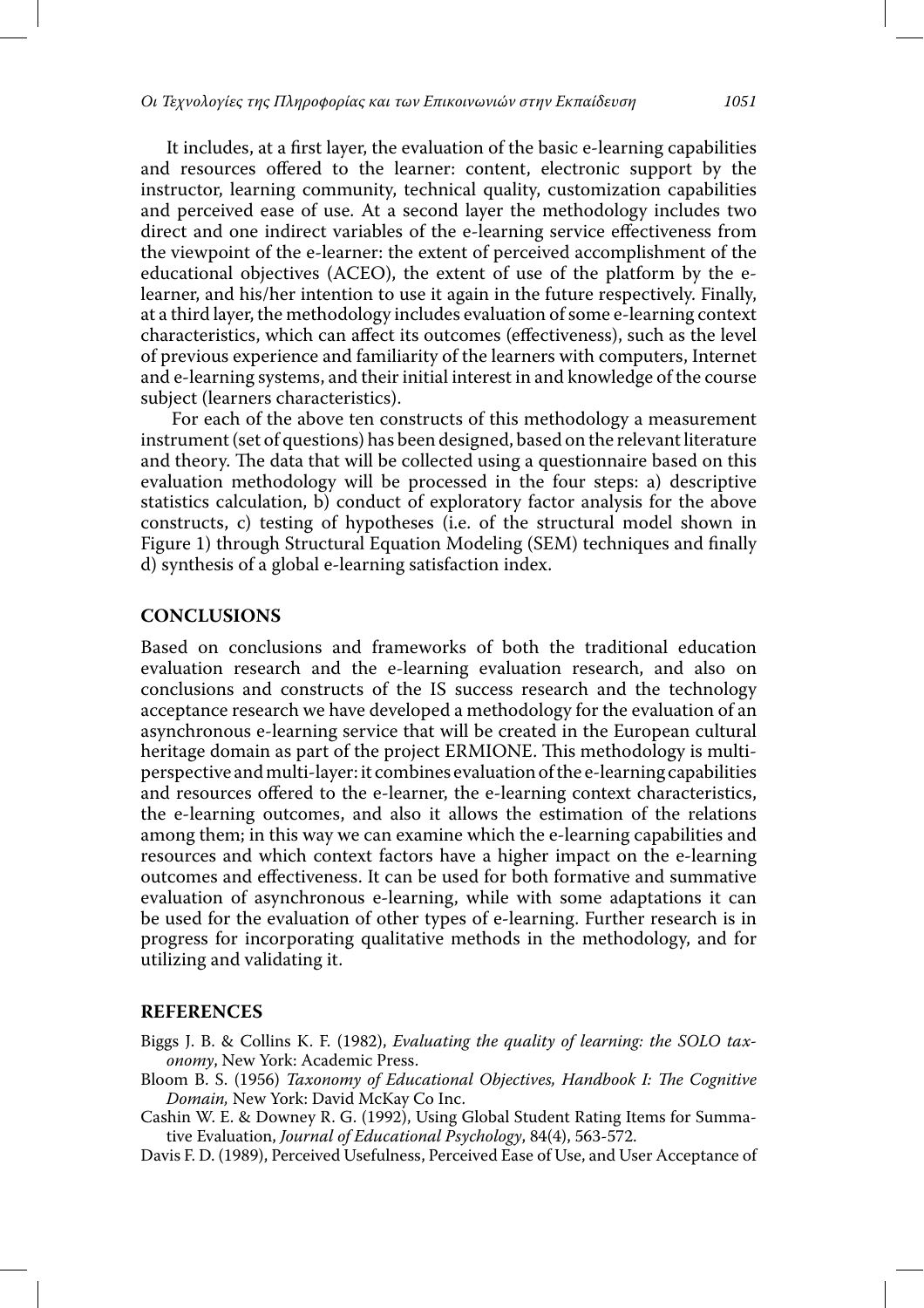It includes, at a first layer, the evaluation of the basic e-learning capabilities and resources offered to the learner: content, electronic support by the instructor, learning community, technical quality, customization capabilities and perceived ease of use. At a second layer the methodology includes two direct and one indirect variables of the e-learning service effectiveness from the viewpoint of the e-learner: the extent of perceived accomplishment of the educational objectives (ACEO), the extent of use of the platform by the e-learner, and his/her intention to use it again in the future respectively. Finally, at a third layer, the methodology includes evaluation of some e-learning context characteristics, which can affect its outcomes (effectiveness), such as the level of previous experience and familiarity of the learners with computers, Internet and e-learning systems, and their initial interest in and knowledge of the course subject (learners characteristics).

For each of the above ten constructs of this methodology a measurement instrument (set of questions) has been designed, based on the relevant literature and theory. The data that will be collected using a questionnaire based on this evaluation methodology will be processed in the four steps: a) descriptive statistics calculation, b) conduct of exploratory factor analysis for the above constructs, c) testing of hypotheses (i.e. of the structural model shown in Figure 1) through Structural Equation Modeling (SEM) techniques and finally d) synthesis of a global e-learning satisfaction index.

## CONCLUSIONS

Based on conclusions and frameworks of both the traditional education evaluation research and the e-learning evaluation research, and also on conclusions and constructs of the IS success research and the technology acceptance research we have developed a methodology for the evaluation of an asynchronous e-learning service that will be created in the European cultural heritage domain as part of the project ERMIONE. This methodology is multi-perspective and multi-layer: it combines evaluation of the e-learning capabilities and resources offered to the e-learner, the e-learning context characteristics, the e-learning outcomes, and also it allows the estimation of the relations among them; in this way we can examine which the e-learning capabilities and resources and which context factors have a higher impact on the e-learning outcomes and effectiveness. It can be used for both formative and summative evaluation of asynchronous e-learning, while with some adaptations it can be used for the evaluation of other types of e-learning. Further research is in progress for incorporating qualitative methods in the methodology, and for utilizing and validating it.

## REFERENCES

Biggs J. B. & Collins K. F. (1982), *Evaluating the quality of learning: the SOLO taxonomy*, New York: Academic Press.

Bloom B. S. (1956) *Taxonomy of Educational Objectives, Handbook I: The Cognitive Domain,* New York: David McKay Co Inc.

Cashin W. E. & Downey R. G. (1992), Using Global Student Rating Items for Summative Evaluation, *Journal of Educational Psychology*, 84(4), 563-572.

Davis F. D. (1989), Perceived Usefulness, Perceived Ease of Use, and User Acceptance of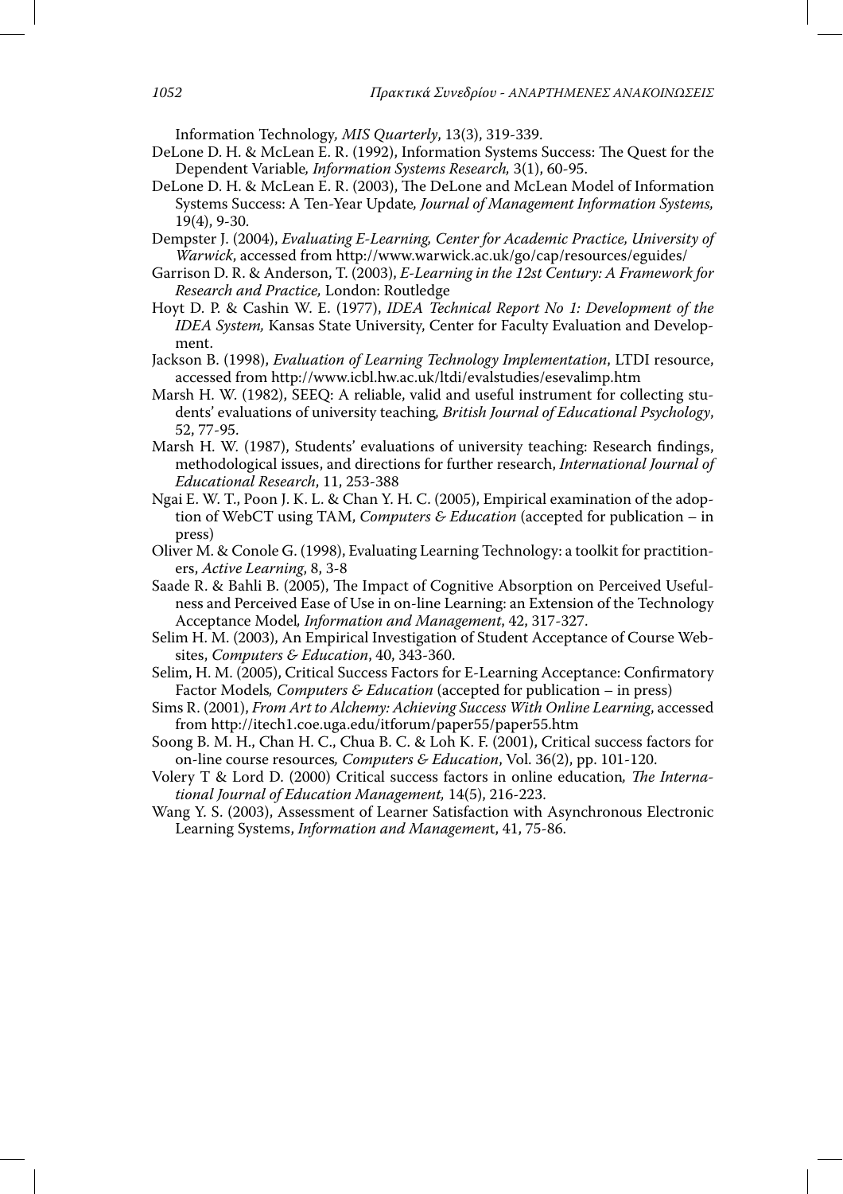Information Technology, *MIS Quarterly*, 13(3), 319-339.

DeLone D. H. & McLean E. R. (1992), Information Systems Success: The Quest for the Dependent Variable*, Information Systems Research,* 3(1), 60-95.

DeLone D. H. & McLean E. R. (2003), The DeLone and McLean Model of Information Systems Success: A Ten-Year Update*, Journal of Management Information Systems,* 19(4), 9-30.

Dempster J. (2004), *Evaluating E-Learning, Center for Academic Practice, University of Warwick*, accessed from http://www.warwick.ac.uk/go/cap/resources/eguides/

Garrison D. R. & Anderson, T. (2003), *E-Learning in the 12st Century: A Framework for Research and Practice,* London: Routledge

Hoyt D. P. & Cashin W. E. (1977), *IDEA Technical Report No 1: Development of the IDEA System,* Kansas State University, Center for Faculty Evaluation and Development.

Jackson B. (1998), *Evaluation of Learning Technology Implementation*, LTDI resource, accessed from http://www.icbl.hw.ac.uk/ltdi/evalstudies/esevalimp.htm

Marsh H. W. (1982), SEEQ: A reliable, valid and useful instrument for collecting students' evaluations of university teaching*, British Journal of Educational Psychology*, 52, 77-95.

Marsh H. W. (1987), Students' evaluations of university teaching: Research findings, methodological issues, and directions for further research, *International Journal of Educational Research*, 11, 253-388

Ngai E. W. T., Poon J. K. L. & Chan Y. H. C. (2005), Empirical examination of the adoption of WebCT using TAM, *Computers & Education* (accepted for publication – in press)

Oliver M. & Conole G. (1998), Evaluating Learning Technology: a toolkit for practitioners, *Active Learning*, 8, 3-8

Saade R. & Bahli B. (2005), The Impact of Cognitive Absorption on Perceived Usefulness and Perceived Ease of Use in on-line Learning: an Extension of the Technology Acceptance Model*, Information and Management*, 42, 317-327.

Selim H. M. (2003), An Empirical Investigation of Student Acceptance of Course Websites, *Computers & Education*, 40, 343-360.

Selim, H. M. (2005), Critical Success Factors for E-Learning Acceptance: Confirmatory Factor Models*, Computers & Education* (accepted for publication – in press)

Sims R. (2001), *From Art to Alchemy: Achieving Success With Online Learning*, accessed from http://itech1.coe.uga.edu/itforum/paper55/paper55.htm

Soong B. M. H., Chan H. C., Chua B. C. & Loh K. F. (2001), Critical success factors for on-line course resources*, Computers & Education*, Vol. 36(2), pp. 101-120.

Volery T & Lord D. (2000) Critical success factors in online education*, The International Journal of Education Management,* 14(5), 216-223.

Wang Y. S. (2003), Assessment of Learner Satisfaction with Asynchronous Electronic Learning Systems, *Information and Management*, 41, 75-86.